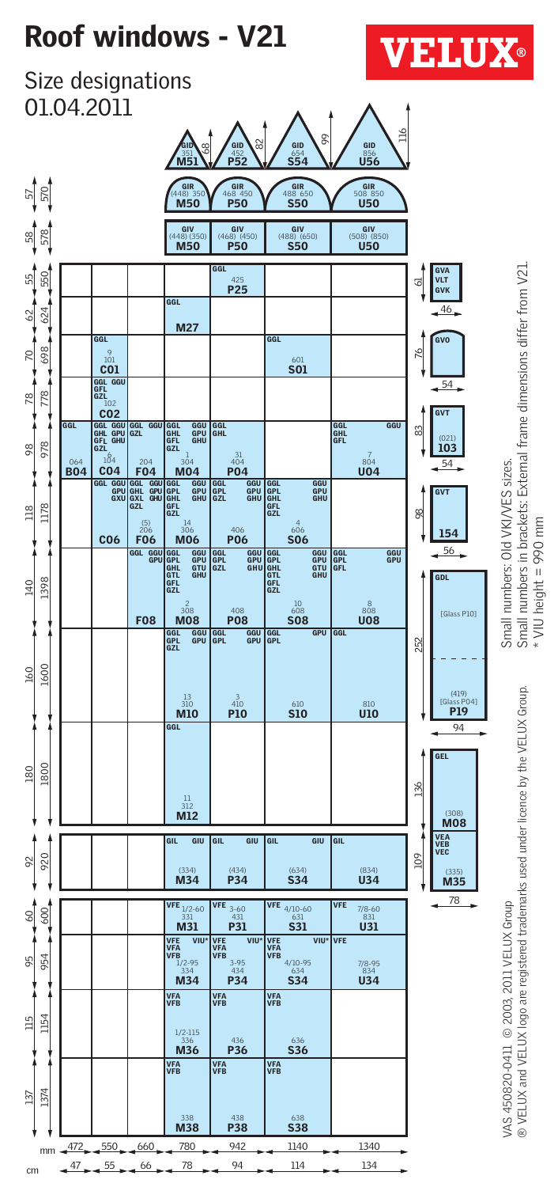# Roof windows - V21

VELUX®

## Size designations

01.04.2011

### Top-hung / triangular and semi-circular units (widths 78, 94, 114, 134 cm)

| Type | 78 cm (780 mm) | 94 cm (942 mm) | 114 cm (1140 mm) | 134 cm (1340 mm) |
|---|---|---|---|---|
| GID (triangle heights: 68 / 82 / 99 / 116) | GID 351 **M51** | GID 452 **P52** | GID 654 **S54** | GID 856 **U56** |
| GIR (57 cm / 570 mm) | GIR (448) 350 **M50** | GIR 468 450 **P50** | GIR 488 650 **S50** | GIR 508 850 **U50** |
| GIV (58 cm / 578 mm) | GIV (448) (350) **M50** | GIV (468) (450) **P50** | GIV (488) (650) **S50** | GIV (508) (850) **U50** |

### Main size grid

| Height cm / mm | 47 cm / 472 mm | 55 cm / 550 mm | 66 cm / 660 mm | 78 cm / 780 mm | 94 cm / 942 mm | 114 cm / 1140 mm | 134 cm / 1340 mm |
|---|---|---|---|---|---|---|---|
| 55 / 550 | | | | | GGL 425 **P25** | | |
| 62 / 624 | | | | GGL **M27** | | | |
| 70 / 698 | | GGL 9 101 **C01** | | | | GGL 601 **S01** | |
| 78 / 778 | | GGL GGU GFL GZL 102 **C02** | | | | | |
| 98 / 978 | GGL 064 **B04** | GGL GGU GHL GPU GFL GHU GZL 6 104 **C04** | GGL GGU GZL 204 **F04** | GGL GGU GHL GPU GFL GHU GZL 1 304 **M04** | GGL GHL 31 404 **P04** | | GGL GGU GHL GFL 7 804 **U04** |
| 118 / 1178 | | GGL GGU GPU GXU **C06** | GGL GGU GHL GPU GXL GHU GZL (5) 206 **F06** | GGL GGU GPL GPU GHL GHU GFL GZL 14 306 **M06** | GGL GGU GPL GPU GZL GHU 406 **P06** | GGL GGU GPL GPU GHL GHU GFL GZL 4 606 **S06** | |
| 140 / 1398 | | | GGL GGU GPU **F08** | GGL GGU GPL GPU GHL GTU GTL GHU GFL GZL 2 308 **M08** | GGL GGU GPL GPU GZL GHU 408 **P08** | GGL GGU GPL GPU GHL GTU GTL GHU GFL GZL 10 608 **S08** | GGL GGU GPL GPU GFL 8 808 **U08** |
| 160 / 1600 | | | | GGL GGU GPL GPU GZL 13 310 **M10** | GGL GGU GPL GPU 3 410 **P10** | GGL GPU GPL 610 **S10** | GGL 810 **U10** |
| 180 / 1800 | | | | GGL 11 312 **M12** | | | |
| 92 / 920 | | | | GIL GIU (334) **M34** | GIL GIU (434) **P34** | GIL GIU (634) **S34** | GIL (834) **U34** |
| 60 / 600 | | | | VFE 1/2-60 331 **M31** | VFE 3-60 431 **P31** | VFE 4/10-60 631 **S31** | VFE 7/8-60 831 **U31** |
| 95 / 954 | | | | VFE VIU* VFA VFB 1/2-95 334 **M34** | VFE VIU* VFA VFB 3-95 434 **P34** | VFE VIU* VFA VFB 4/10-95 634 **S34** | VFE 7/8-95 834 **U34** |
| 115 / 1154 | | | | VFA VFB 1/2-115 336 **M36** | VFA VFB 436 **P36** | VFA VFB 636 **S36** | |
| 137 / 1374 | | | | VFA VFB 338 **M38** | VFA VFB 438 **P38** | VFA VFB 638 **S38** | |

### Other units

| Type | Height (cm) | Width (cm) | Designation |
|---|---|---|---|
| GVA VLT GVK | 61 | 46 | |
| GVO | 76 | 54 | |
| GVT | 83 | 54 | (021) **103** |
| GVT | 98 | 56 | **154** |
| GDL [Glass P10] / (419) [Glass P04] | 252 | 94 | **P19** |
| GEL | 136 | | (308) **M08** |
| VEA VEB VEC | 109 | 78 | (335) **M35** |

Small numbers: Old VKI/VES sizes.
Small numbers in brackets: External frame dimensions differ from V21.
\* VIU height = 990 mm

VAS 450820-0411 © 2003, 2011 VELUX Group
® VELUX and VELUX logo are registered trademarks used under licence by the VELUX Group.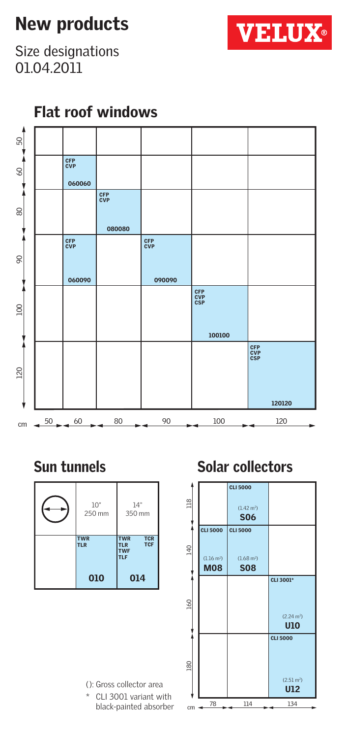# New products

Size designations
01.04.2011

VELUX®

## Flat roof windows

| cm | 50 | 60 | 80 | 90 | 100 | 120 |
|---|---|---|---|---|---|---|
| 50 | | | | | | |
| 60 | | CFP CVP 060060 | | | | |
| 80 | | | CFP CVP 080080 | | | |
| 90 | | CFP CVP 060090 | | CFP CVP 090090 | | |
| 100 | | | | | CFP CVP CSP 100100 | |
| 120 | | | | | | CFP CVP CSP 120120 |

## Sun tunnels

| | 10" 250 mm | 14" 350 mm |
|---|---|---|
| | TWR TLR 010 | TWR TLR TWF TLF TCR TCF 014 |

## Solar collectors

| cm | 78 | 114 | 134 |
|---|---|---|---|
| 118 | | CLI 5000 (1.42 m²) S06 | |
| 140 | CLI 5000 (1.16 m²) M08 | CLI 5000 (1.68 m²) S08 | |
| 160 | | | CLI 3001* (2.24 m²) U10 |
| 180 | | | CLI 5000 (2.51 m²) U12 |

(): Gross collector area

\* CLI 3001 variant with black-painted absorber